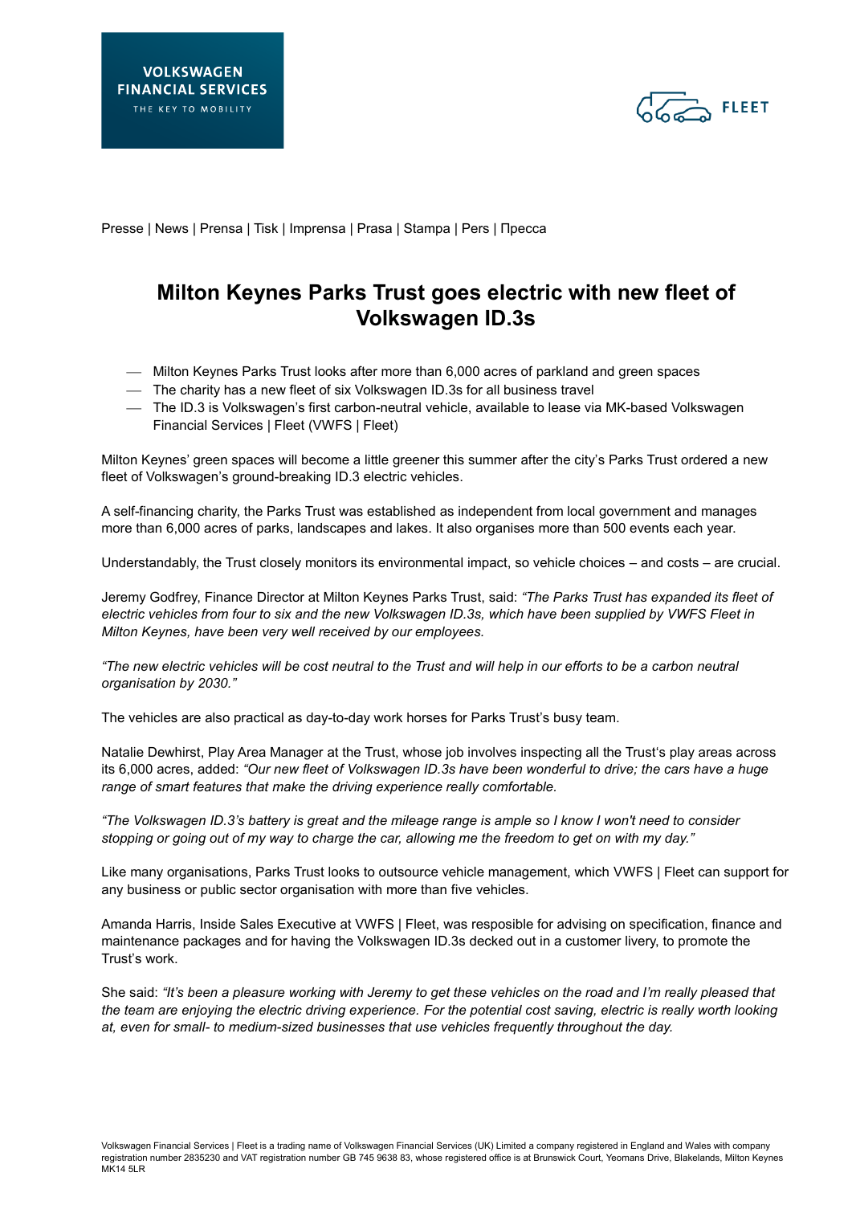VOLKSWAGEN FINANCIAL SERVICES
THE KEY TO MOBILITY

FLEET

Presse | News | Prensa | Tisk | Imprensa | Prasa | Stampa | Pers | Пресса

# Milton Keynes Parks Trust goes electric with new fleet of Volkswagen ID.3s

- Milton Keynes Parks Trust looks after more than 6,000 acres of parkland and green spaces
- The charity has a new fleet of six Volkswagen ID.3s for all business travel
- The ID.3 is Volkswagen's first carbon-neutral vehicle, available to lease via MK-based Volkswagen Financial Services | Fleet (VWFS | Fleet)

Milton Keynes' green spaces will become a little greener this summer after the city's Parks Trust ordered a new fleet of Volkswagen's ground-breaking ID.3 electric vehicles.

A self-financing charity, the Parks Trust was established as independent from local government and manages more than 6,000 acres of parks, landscapes and lakes. It also organises more than 500 events each year.

Understandably, the Trust closely monitors its environmental impact, so vehicle choices – and costs – are crucial.

Jeremy Godfrey, Finance Director at Milton Keynes Parks Trust, said: *"The Parks Trust has expanded its fleet of electric vehicles from four to six and the new Volkswagen ID.3s, which have been supplied by VWFS Fleet in Milton Keynes, have been very well received by our employees.*

*"The new electric vehicles will be cost neutral to the Trust and will help in our efforts to be a carbon neutral organisation by 2030."*

The vehicles are also practical as day-to-day work horses for Parks Trust's busy team.

Natalie Dewhirst, Play Area Manager at the Trust, whose job involves inspecting all the Trust's play areas across its 6,000 acres, added: *"Our new fleet of Volkswagen ID.3s have been wonderful to drive; the cars have a huge range of smart features that make the driving experience really comfortable.*

*"The Volkswagen ID.3's battery is great and the mileage range is ample so I know I won't need to consider stopping or going out of my way to charge the car, allowing me the freedom to get on with my day."*

Like many organisations, Parks Trust looks to outsource vehicle management, which VWFS | Fleet can support for any business or public sector organisation with more than five vehicles.

Amanda Harris, Inside Sales Executive at VWFS | Fleet, was resposible for advising on specification, finance and maintenance packages and for having the Volkswagen ID.3s decked out in a customer livery, to promote the Trust's work.

She said: *"It's been a pleasure working with Jeremy to get these vehicles on the road and I'm really pleased that the team are enjoying the electric driving experience. For the potential cost saving, electric is really worth looking at, even for small- to medium-sized businesses that use vehicles frequently throughout the day.*

Volkswagen Financial Services | Fleet is a trading name of Volkswagen Financial Services (UK) Limited a company registered in England and Wales with company registration number 2835230 and VAT registration number GB 745 9638 83, whose registered office is at Brunswick Court, Yeomans Drive, Blakelands, Milton Keynes MK14 5LR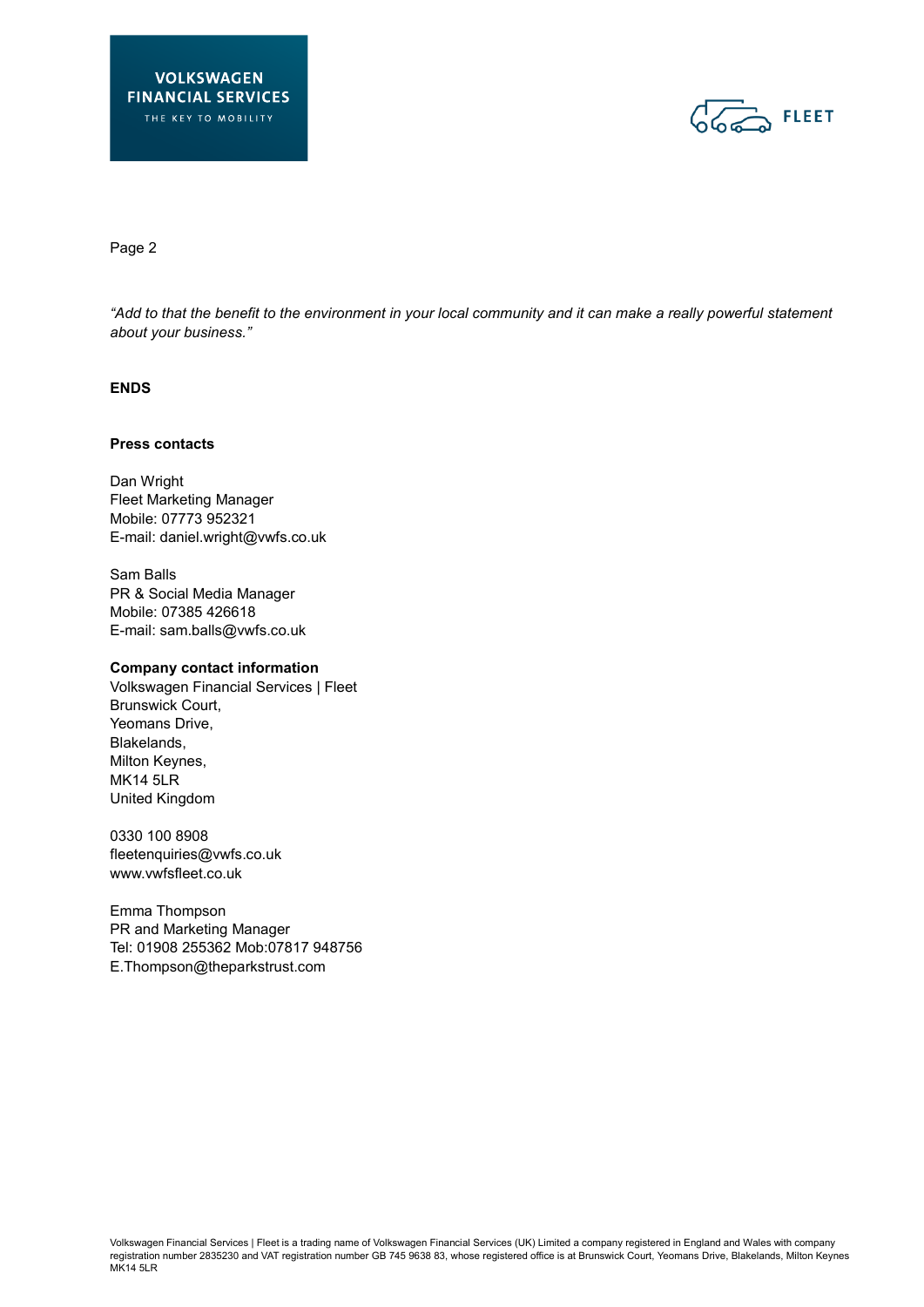*"Add to that the benefit to the environment in your local community and it can make a really powerful statement about your business."*

**ENDS**

**Press contacts**

Dan Wright
Fleet Marketing Manager
Mobile: 07773 952321
E-mail: daniel.wright@vwfs.co.uk

Sam Balls
PR & Social Media Manager
Mobile: 07385 426618
E-mail: sam.balls@vwfs.co.uk

**Company contact information**
Volkswagen Financial Services | Fleet
Brunswick Court,
Yeomans Drive,
Blakelands,
Milton Keynes,
MK14 5LR
United Kingdom

0330 100 8908
fleetenquiries@vwfs.co.uk
www.vwfsfleet.co.uk

Emma Thompson
PR and Marketing Manager
Tel: 01908 255362 Mob:07817 948756
E.Thompson@theparkstrust.com

Volkswagen Financial Services | Fleet is a trading name of Volkswagen Financial Services (UK) Limited a company registered in England and Wales with company registration number 2835230 and VAT registration number GB 745 9638 83, whose registered office is at Brunswick Court, Yeomans Drive, Blakelands, Milton Keynes MK14 5LR